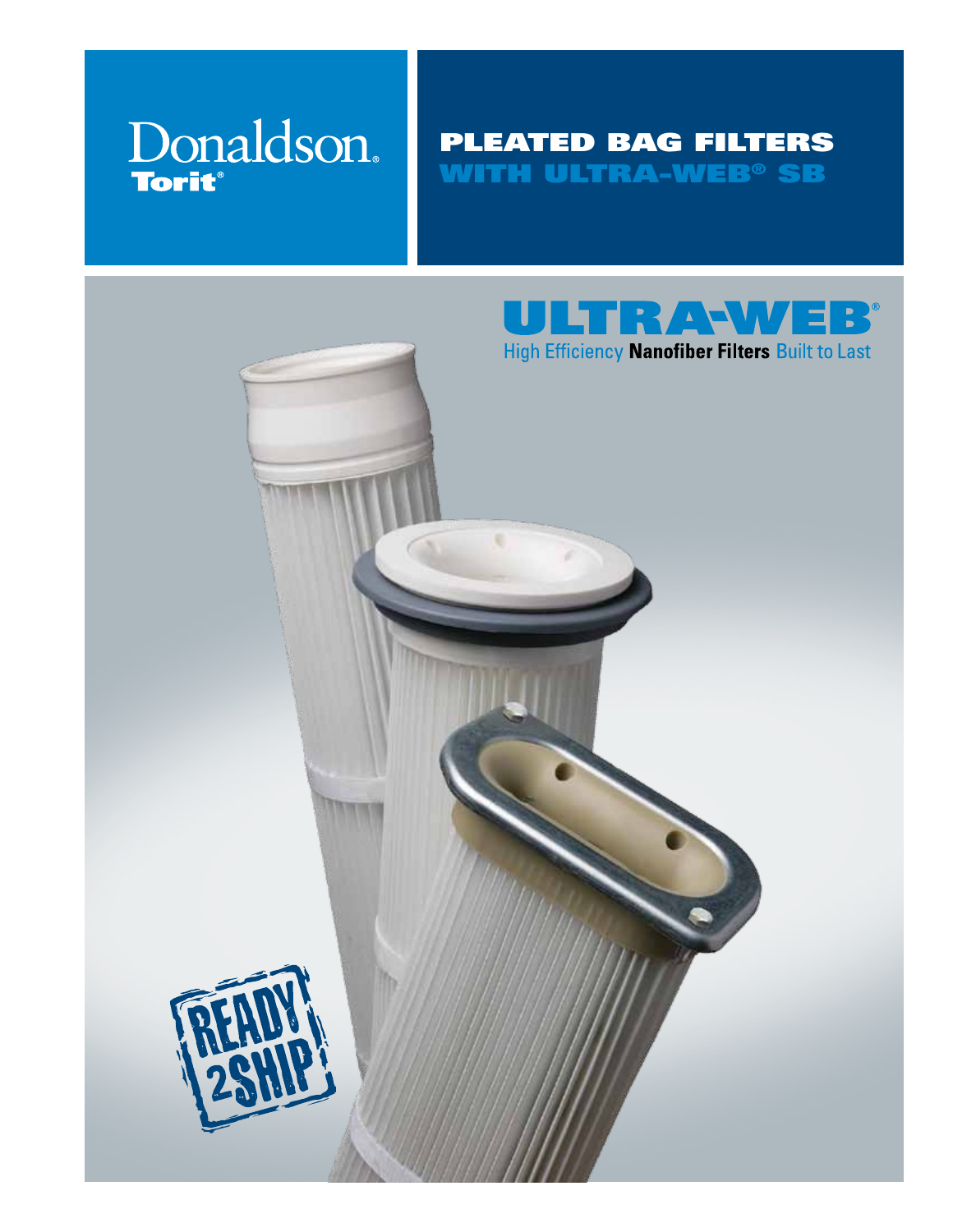Donaldson.
Torit®

# PLEATED BAG FILTERS WITH ULTRA-WEB® SB

## ULTRA-WEB®

High Efficiency **Nanofiber Filters** Built to Last

READY 2SHIP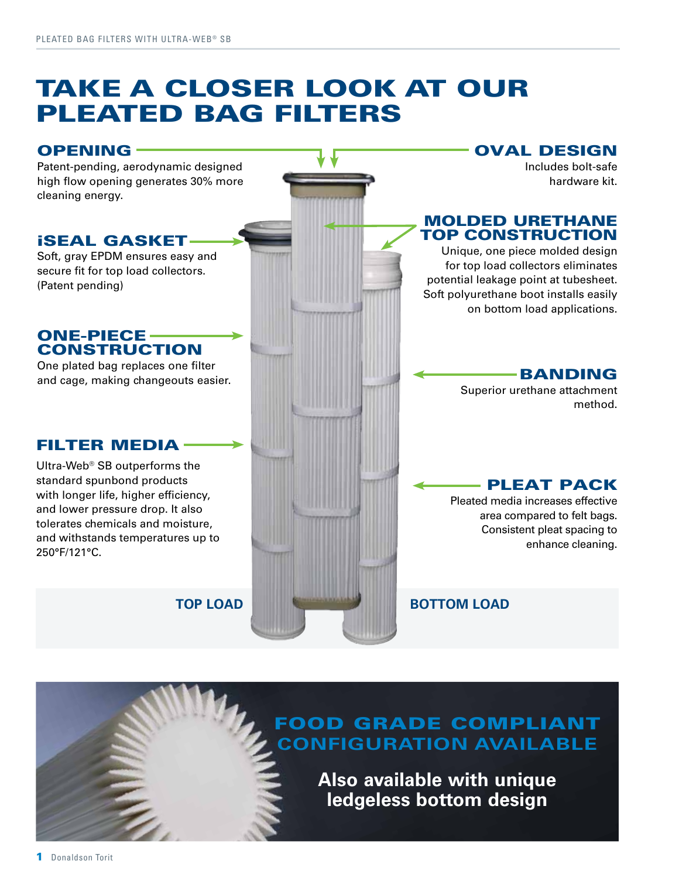# TAKE A CLOSER LOOK AT OUR PLEATED BAG FILTERS

### OPENING

Patent-pending, aerodynamic designed high flow opening generates 30% more cleaning energy.

### OVAL DESIGN

Includes bolt-safe hardware kit.

### iSEAL GASKET

Soft, gray EPDM ensures easy and secure fit for top load collectors. (Patent pending)

### MOLDED URETHANE TOP CONSTRUCTION

Unique, one piece molded design for top load collectors eliminates potential leakage point at tubesheet. Soft polyurethane boot installs easily on bottom load applications.

### ONE-PIECE CONSTRUCTION

One plated bag replaces one filter and cage, making changeouts easier.

### BANDING

Superior urethane attachment method.

### FILTER MEDIA

Ultra-Web® SB outperforms the standard spunbond products with longer life, higher efficiency, and lower pressure drop. It also tolerates chemicals and moisture, and withstands temperatures up to 250°F/121°C.

### PLEAT PACK

Pleated media increases effective area compared to felt bags. Consistent pleat spacing to enhance cleaning.

**TOP LOAD**

**BOTTOM LOAD**

## FOOD GRADE COMPLIANT CONFIGURATION AVAILABLE

**Also available with unique ledgeless bottom design**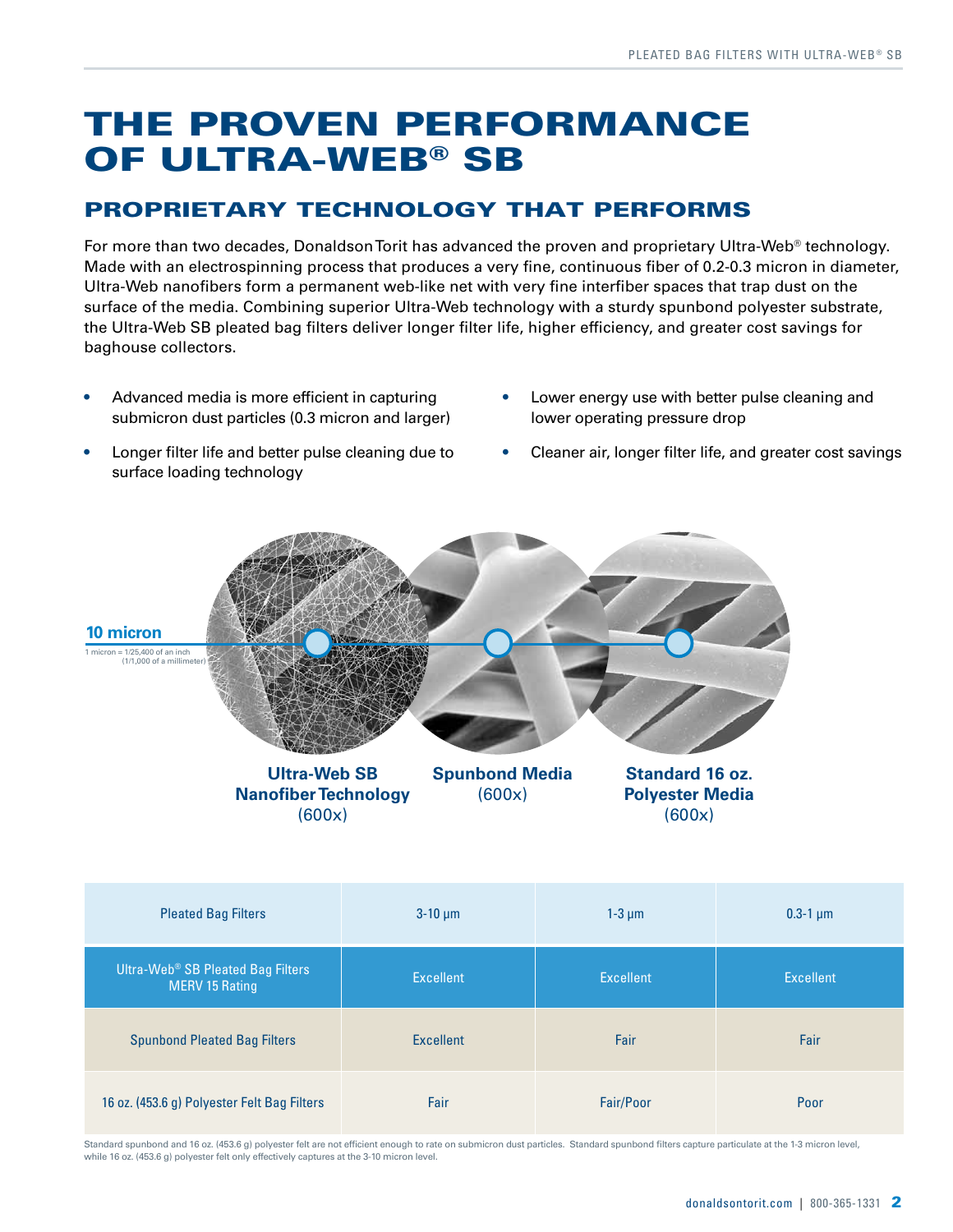# THE PROVEN PERFORMANCE OF ULTRA-WEB® SB

## PROPRIETARY TECHNOLOGY THAT PERFORMS

For more than two decades, Donaldson Torit has advanced the proven and proprietary Ultra-Web® technology. Made with an electrospinning process that produces a very fine, continuous fiber of 0.2-0.3 micron in diameter, Ultra-Web nanofibers form a permanent web-like net with very fine interfiber spaces that trap dust on the surface of the media. Combining superior Ultra-Web technology with a sturdy spunbond polyester substrate, the Ultra-Web SB pleated bag filters deliver longer filter life, higher efficiency, and greater cost savings for baghouse collectors.

- Advanced media is more efficient in capturing submicron dust particles (0.3 micron and larger)
- Longer filter life and better pulse cleaning due to surface loading technology
- Lower energy use with better pulse cleaning and lower operating pressure drop
- Cleaner air, longer filter life, and greater cost savings

**10 micron**

1 micron = 1/25,400 of an inch (1/1,000 of a millimeter)

**Ultra-Web SB Nanofiber Technology** (600x)

**Spunbond Media** (600x)

**Standard 16 oz. Polyester Media** (600x)

| Pleated Bag Filters | 3-10 µm | 1-3 µm | 0.3-1 µm |
|---|---|---|---|
| Ultra-Web® SB Pleated Bag Filters MERV 15 Rating | Excellent | Excellent | Excellent |
| Spunbond Pleated Bag Filters | Excellent | Fair | Fair |
| 16 oz. (453.6 g) Polyester Felt Bag Filters | Fair | Fair/Poor | Poor |

Standard spunbond and 16 oz. (453.6 g) polyester felt are not efficient enough to rate on submicron dust particles. Standard spunbond filters capture particulate at the 1-3 micron level, while 16 oz. (453.6 g) polyester felt only effectively captures at the 3-10 micron level.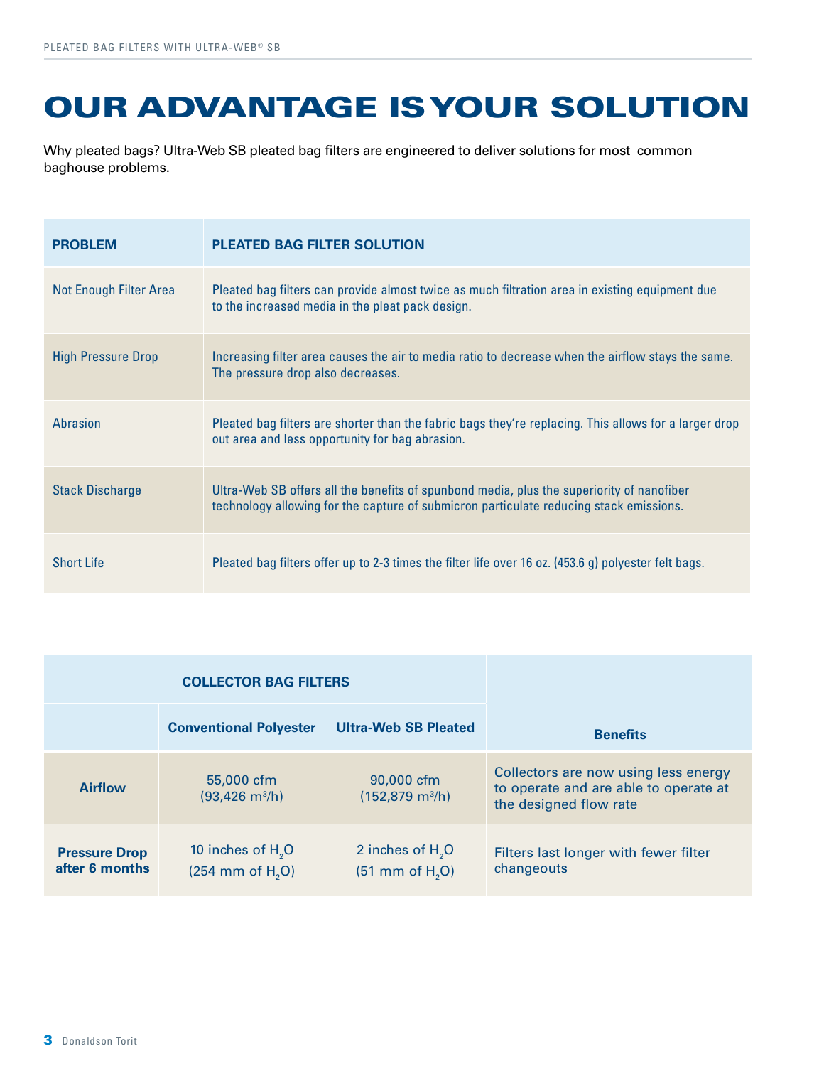# OUR ADVANTAGE IS YOUR SOLUTION

Why pleated bags? Ultra-Web SB pleated bag filters are engineered to deliver solutions for most common baghouse problems.

| PROBLEM | PLEATED BAG FILTER SOLUTION |
|---|---|
| Not Enough Filter Area | Pleated bag filters can provide almost twice as much filtration area in existing equipment due to the increased media in the pleat pack design. |
| High Pressure Drop | Increasing filter area causes the air to media ratio to decrease when the airflow stays the same. The pressure drop also decreases. |
| Abrasion | Pleated bag filters are shorter than the fabric bags they're replacing. This allows for a larger drop out area and less opportunity for bag abrasion. |
| Stack Discharge | Ultra-Web SB offers all the benefits of spunbond media, plus the superiority of nanofiber technology allowing for the capture of submicron particulate reducing stack emissions. |
| Short Life | Pleated bag filters offer up to 2-3 times the filter life over 16 oz. (453.6 g) polyester felt bags. |

| COLLECTOR BAG FILTERS | | | |
|---|---|---|---|
| | Conventional Polyester | Ultra-Web SB Pleated | Benefits |
| **Airflow** | 55,000 cfm (93,426 m³/h) | 90,000 cfm (152,879 m³/h) | Collectors are now using less energy to operate and are able to operate at the designed flow rate |
| **Pressure Drop after 6 months** | 10 inches of $H_2O$ (254 mm of $H_2O$) | 2 inches of $H_2O$ (51 mm of $H_2O$) | Filters last longer with fewer filter changeouts |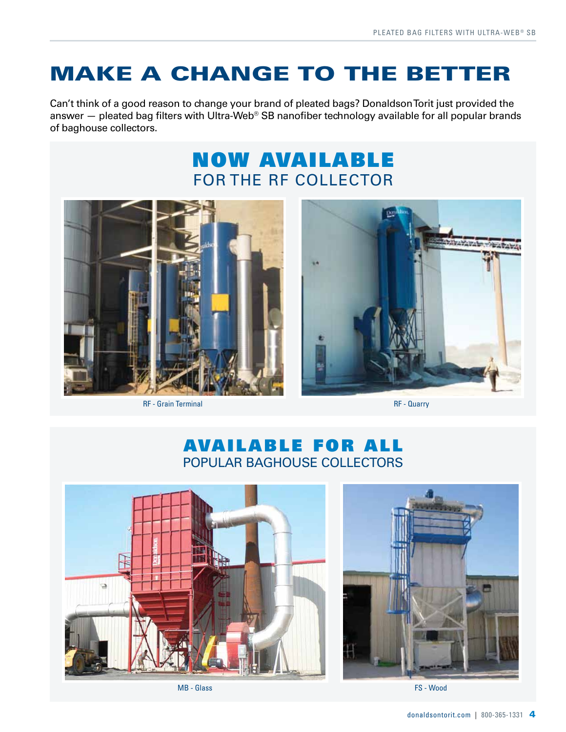# MAKE A CHANGE TO THE BETTER

Can't think of a good reason to change your brand of pleated bags? Donaldson Torit just provided the answer — pleated bag filters with Ultra-Web® SB nanofiber technology available for all popular brands of baghouse collectors.

## NOW AVAILABLE
### FOR THE RF COLLECTOR

RF - Grain Terminal

RF - Quarry

## AVAILABLE FOR ALL
### POPULAR BAGHOUSE COLLECTORS

MB - Glass

FS - Wood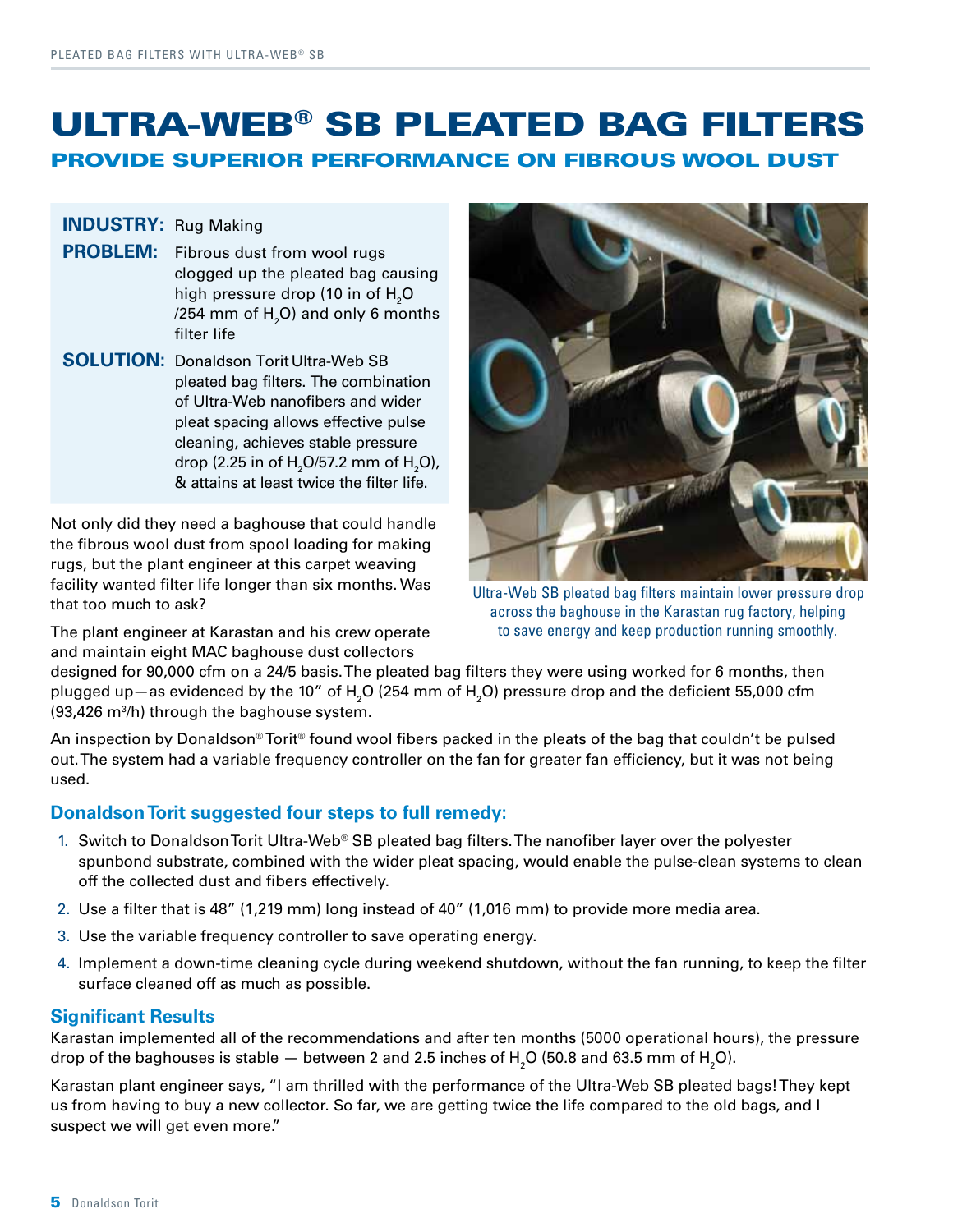# ULTRA-WEB® SB PLEATED BAG FILTERS

## PROVIDE SUPERIOR PERFORMANCE ON FIBROUS WOOL DUST

**INDUSTRY:** Rug Making

**PROBLEM:** Fibrous dust from wool rugs clogged up the pleated bag causing high pressure drop (10 in of $H_2O$ /254 mm of $H_2O$) and only 6 months filter life

**SOLUTION:** Donaldson Torit Ultra-Web SB pleated bag filters. The combination of Ultra-Web nanofibers and wider pleat spacing allows effective pulse cleaning, achieves stable pressure drop (2.25 in of $H_2O$/57.2 mm of $H_2O$), & attains at least twice the filter life.

Ultra-Web SB pleated bag filters maintain lower pressure drop across the baghouse in the Karastan rug factory, helping to save energy and keep production running smoothly.

Not only did they need a baghouse that could handle the fibrous wool dust from spool loading for making rugs, but the plant engineer at this carpet weaving facility wanted filter life longer than six months. Was that too much to ask?

The plant engineer at Karastan and his crew operate and maintain eight MAC baghouse dust collectors designed for 90,000 cfm on a 24/5 basis. The pleated bag filters they were using worked for 6 months, then plugged up—as evidenced by the 10" of $H_2O$ (254 mm of $H_2O$) pressure drop and the deficient 55,000 cfm (93,426 $m^3$/h) through the baghouse system.

An inspection by Donaldson® Torit® found wool fibers packed in the pleats of the bag that couldn't be pulsed out. The system had a variable frequency controller on the fan for greater fan efficiency, but it was not being used.

### Donaldson Torit suggested four steps to full remedy:

1. Switch to Donaldson Torit Ultra-Web® SB pleated bag filters. The nanofiber layer over the polyester spunbond substrate, combined with the wider pleat spacing, would enable the pulse-clean systems to clean off the collected dust and fibers effectively.
2. Use a filter that is 48" (1,219 mm) long instead of 40" (1,016 mm) to provide more media area.
3. Use the variable frequency controller to save operating energy.
4. Implement a down-time cleaning cycle during weekend shutdown, without the fan running, to keep the filter surface cleaned off as much as possible.

### Significant Results

Karastan implemented all of the recommendations and after ten months (5000 operational hours), the pressure drop of the baghouses is stable — between 2 and 2.5 inches of $H_2O$ (50.8 and 63.5 mm of $H_2O$).

Karastan plant engineer says, "I am thrilled with the performance of the Ultra-Web SB pleated bags! They kept us from having to buy a new collector. So far, we are getting twice the life compared to the old bags, and I suspect we will get even more."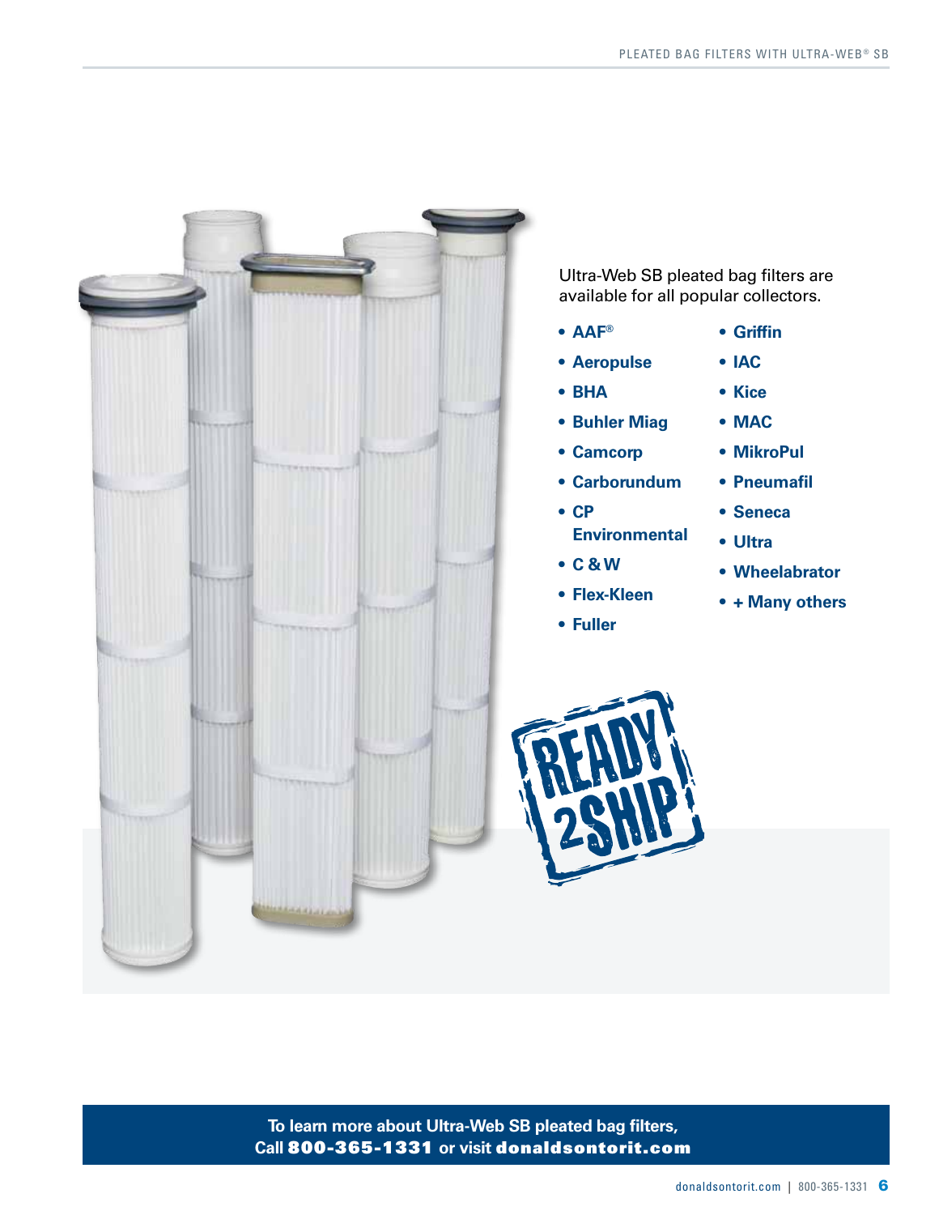Ultra-Web SB pleated bag filters are available for all popular collectors.

- AAF®
- Aeropulse
- BHA
- Buhler Miag
- Camcorp
- Carborundum
- CP Environmental
- C & W
- Flex-Kleen
- Fuller
- Griffin
- IAC
- Kice
- MAC
- MikroPul
- Pneumafil
- Seneca
- Ultra
- Wheelabrator
- + Many others

READY 2SHIP

**To learn more about Ultra-Web SB pleated bag filters, Call 800-365-1331 or visit donaldsontorit.com**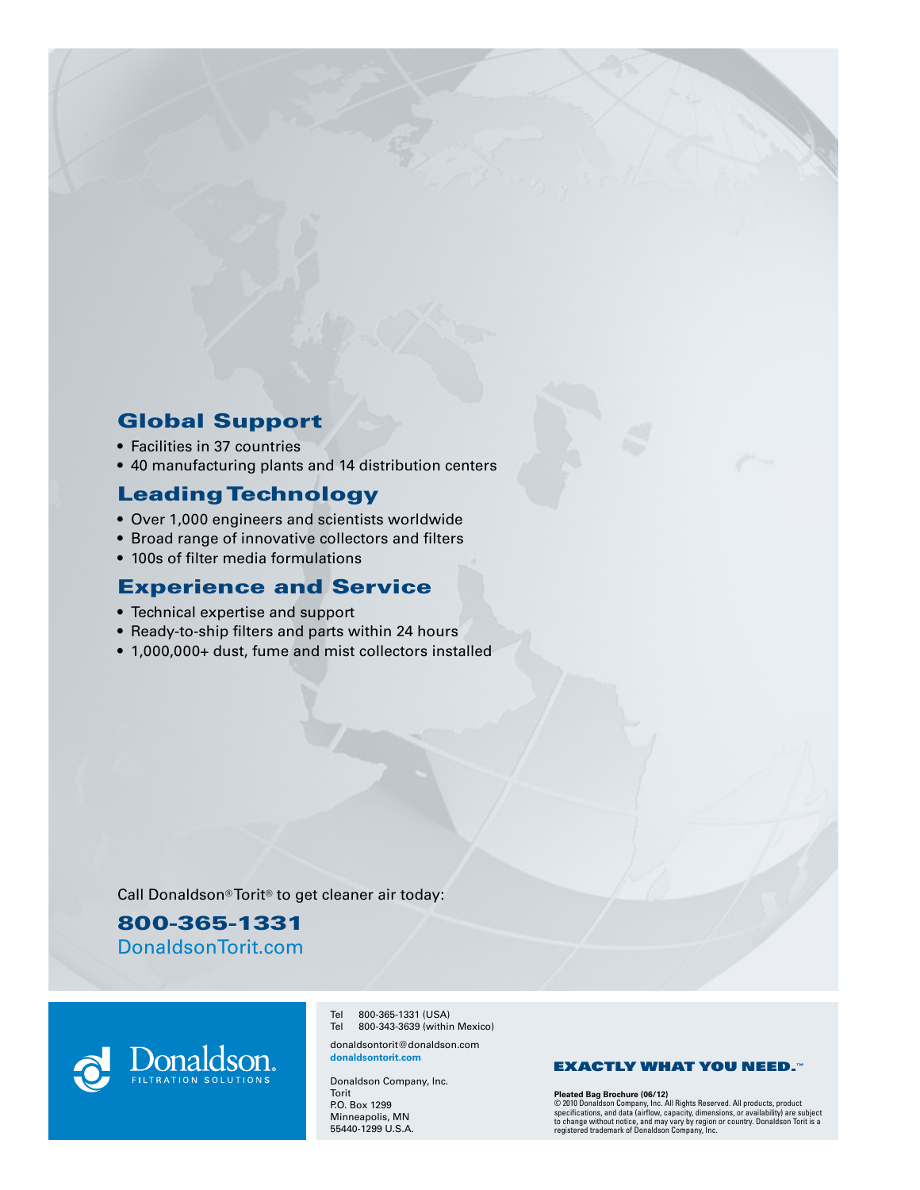## Global Support

- Facilities in 37 countries
- 40 manufacturing plants and 14 distribution centers

## Leading Technology

- Over 1,000 engineers and scientists worldwide
- Broad range of innovative collectors and filters
- 100s of filter media formulations

## Experience and Service

- Technical expertise and support
- Ready-to-ship filters and parts within 24 hours
- 1,000,000+ dust, fume and mist collectors installed

Call Donaldson® Torit® to get cleaner air today:

**800-365-1331**
DonaldsonTorit.com

Donaldson. FILTRATION SOLUTIONS

Tel 800-365-1331 (USA)
Tel 800-343-3639 (within Mexico)

donaldsontorit@donaldson.com
**donaldsontorit.com**

Donaldson Company, Inc.
Torit
P.O. Box 1299
Minneapolis, MN
55440-1299 U.S.A.

**EXACTLY WHAT YOU NEED.™**

**Pleated Bag Brochure (06/12)**
© 2010 Donaldson Company, Inc. All Rights Reserved. All products, product specifications, and data (airflow, capacity, dimensions, or availability) are subject to change without notice, and may vary by region or country. Donaldson Torit is a registered trademark of Donaldson Company, Inc.